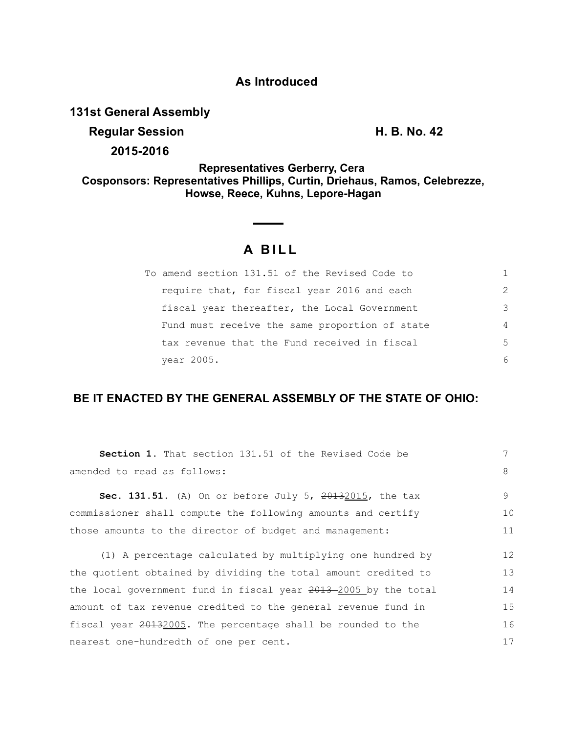## As Introduced

**131st General Assembly**

**Regular Session** **H. B. No. 42**

**2015-2016**

**Representatives Gerberry, Cera**

**Cosponsors: Representatives Phillips, Curtin, Driehaus, Ramos, Celebrezze, Howse, Reece, Kuhns, Lepore-Hagan**

# A BILL

To amend section 131.51 of the Revised Code to require that, for fiscal year 2016 and each fiscal year thereafter, the Local Government Fund must receive the same proportion of state tax revenue that the Fund received in fiscal year 2005.

**BE IT ENACTED BY THE GENERAL ASSEMBLY OF THE STATE OF OHIO:**

**Section 1.** That section 131.51 of the Revised Code be amended to read as follows:

**Sec. 131.51.** (A) On or before July 5, ~~2013~~2015, the tax commissioner shall compute the following amounts and certify those amounts to the director of budget and management:

(1) A percentage calculated by multiplying one hundred by the quotient obtained by dividing the total amount credited to the local government fund in fiscal year ~~2013~~ 2005 by the total amount of tax revenue credited to the general revenue fund in fiscal year ~~2013~~2005. The percentage shall be rounded to the nearest one-hundredth of one per cent.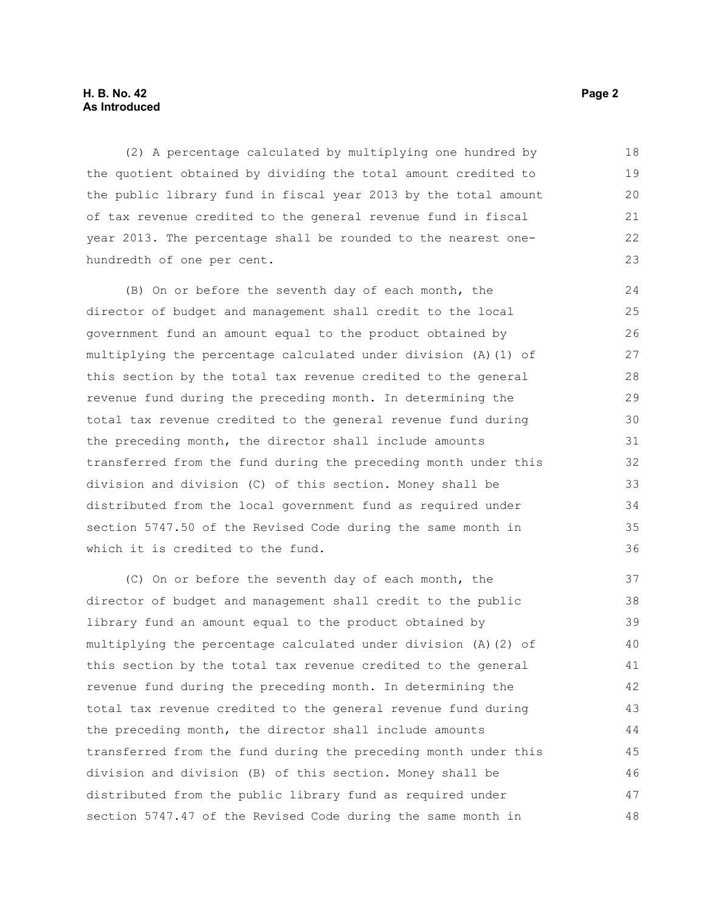(2) A percentage calculated by multiplying one hundred by the quotient obtained by dividing the total amount credited to the public library fund in fiscal year 2013 by the total amount of tax revenue credited to the general revenue fund in fiscal year 2013. The percentage shall be rounded to the nearest one-hundredth of one per cent.

(B) On or before the seventh day of each month, the director of budget and management shall credit to the local government fund an amount equal to the product obtained by multiplying the percentage calculated under division (A)(1) of this section by the total tax revenue credited to the general revenue fund during the preceding month. In determining the total tax revenue credited to the general revenue fund during the preceding month, the director shall include amounts transferred from the fund during the preceding month under this division and division (C) of this section. Money shall be distributed from the local government fund as required under section 5747.50 of the Revised Code during the same month in which it is credited to the fund.

(C) On or before the seventh day of each month, the director of budget and management shall credit to the public library fund an amount equal to the product obtained by multiplying the percentage calculated under division (A)(2) of this section by the total tax revenue credited to the general revenue fund during the preceding month. In determining the total tax revenue credited to the general revenue fund during the preceding month, the director shall include amounts transferred from the fund during the preceding month under this division and division (B) of this section. Money shall be distributed from the public library fund as required under section 5747.47 of the Revised Code during the same month in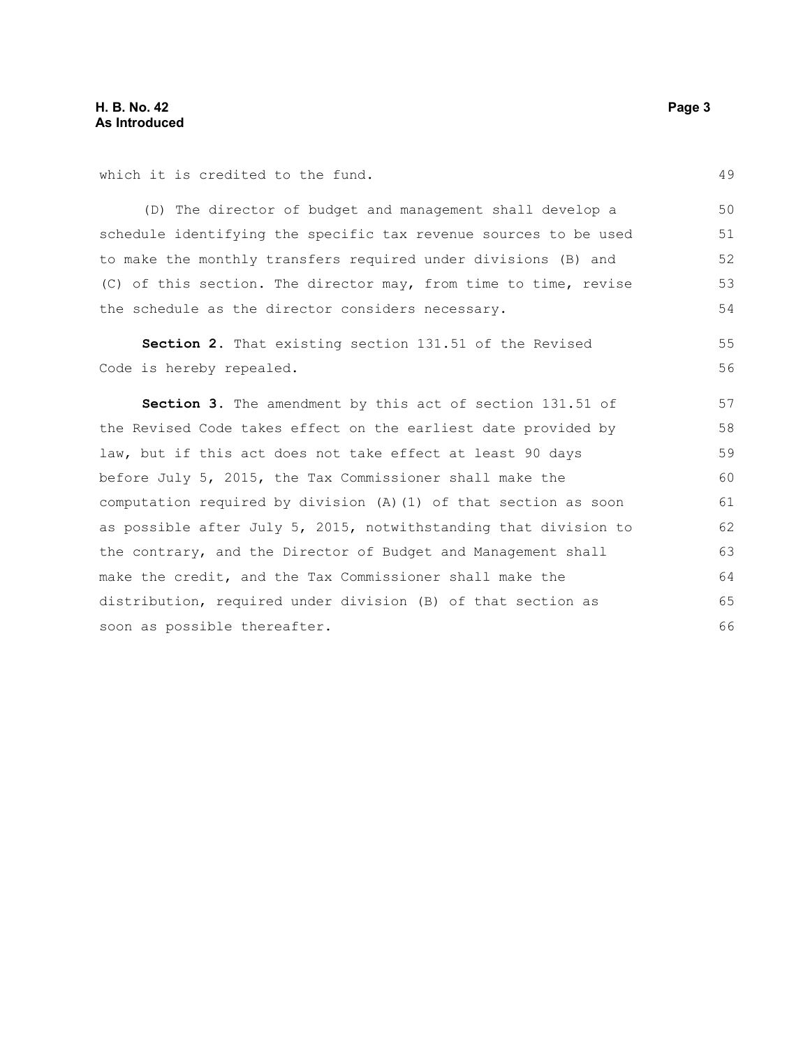which it is credited to the fund.

(D) The director of budget and management shall develop a schedule identifying the specific tax revenue sources to be used to make the monthly transfers required under divisions (B) and (C) of this section. The director may, from time to time, revise the schedule as the director considers necessary.

**Section 2.** That existing section 131.51 of the Revised Code is hereby repealed.

**Section 3.** The amendment by this act of section 131.51 of the Revised Code takes effect on the earliest date provided by law, but if this act does not take effect at least 90 days before July 5, 2015, the Tax Commissioner shall make the computation required by division (A)(1) of that section as soon as possible after July 5, 2015, notwithstanding that division to the contrary, and the Director of Budget and Management shall make the credit, and the Tax Commissioner shall make the distribution, required under division (B) of that section as soon as possible thereafter.